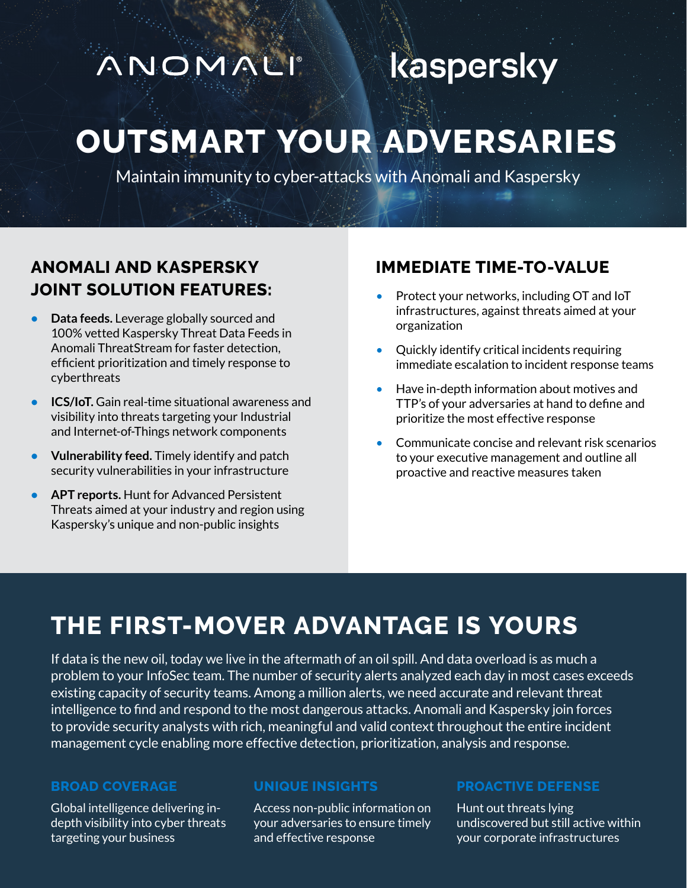ANOMALI® kaspersky

# OUTSMART YOUR ADVERSARIES

Maintain immunity to cyber-attacks with Anomali and Kaspersky

## ANOMALI AND KASPERSKY JOINT SOLUTION FEATURES:

- **Data feeds.** Leverage globally sourced and 100% vetted Kaspersky Threat Data Feeds in Anomali ThreatStream for faster detection, efficient prioritization and timely response to cyberthreats
- **ICS/IoT.** Gain real-time situational awareness and visibility into threats targeting your Industrial and Internet-of-Things network components
- **Vulnerability feed.** Timely identify and patch security vulnerabilities in your infrastructure
- **APT reports.** Hunt for Advanced Persistent Threats aimed at your industry and region using Kaspersky's unique and non-public insights

## IMMEDIATE TIME-TO-VALUE

- Protect your networks, including OT and IoT infrastructures, against threats aimed at your organization
- Quickly identify critical incidents requiring immediate escalation to incident response teams
- Have in-depth information about motives and TTP's of your adversaries at hand to define and prioritize the most effective response
- Communicate concise and relevant risk scenarios to your executive management and outline all proactive and reactive measures taken

## THE FIRST-MOVER ADVANTAGE IS YOURS

If data is the new oil, today we live in the aftermath of an oil spill. And data overload is as much a problem to your InfoSec team. The number of security alerts analyzed each day in most cases exceeds existing capacity of security teams. Among a million alerts, we need accurate and relevant threat intelligence to find and respond to the most dangerous attacks. Anomali and Kaspersky join forces to provide security analysts with rich, meaningful and valid context throughout the entire incident management cycle enabling more effective detection, prioritization, analysis and response.

### BROAD COVERAGE

Global intelligence delivering in-depth visibility into cyber threats targeting your business

### UNIQUE INSIGHTS

Access non-public information on your adversaries to ensure timely and effective response

### PROACTIVE DEFENSE

Hunt out threats lying undiscovered but still active within your corporate infrastructures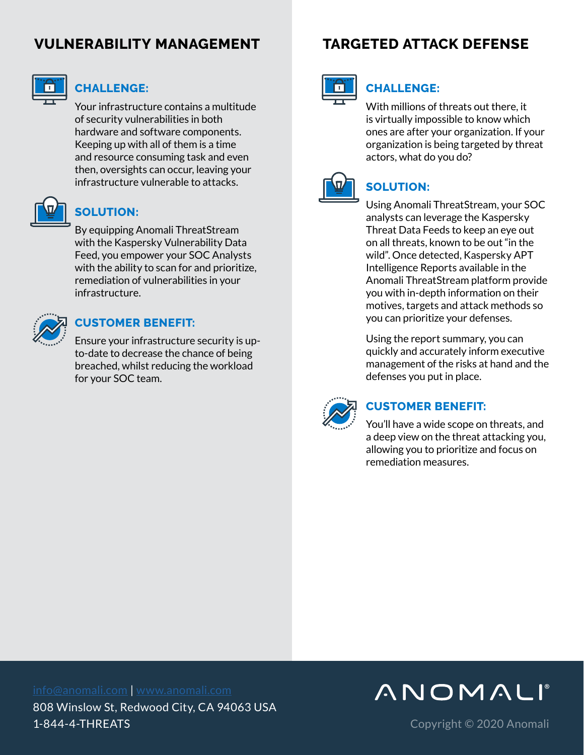## VULNERABILITY MANAGEMENT

### CHALLENGE:

Your infrastructure contains a multitude of security vulnerabilities in both hardware and software components. Keeping up with all of them is a time and resource consuming task and even then, oversights can occur, leaving your infrastructure vulnerable to attacks.

### SOLUTION:

By equipping Anomali ThreatStream with the Kaspersky Vulnerability Data Feed, you empower your SOC Analysts with the ability to scan for and prioritize, remediation of vulnerabilities in your infrastructure.

### CUSTOMER BENEFIT:

Ensure your infrastructure security is up-to-date to decrease the chance of being breached, whilst reducing the workload for your SOC team.

## TARGETED ATTACK DEFENSE

### CHALLENGE:

With millions of threats out there, it is virtually impossible to know which ones are after your organization. If your organization is being targeted by threat actors, what do you do?

### SOLUTION:

Using Anomali ThreatStream, your SOC analysts can leverage the Kaspersky Threat Data Feeds to keep an eye out on all threats, known to be out "in the wild". Once detected, Kaspersky APT Intelligence Reports available in the Anomali ThreatStream platform provide you with in-depth information on their motives, targets and attack methods so you can prioritize your defenses.

Using the report summary, you can quickly and accurately inform executive management of the risks at hand and the defenses you put in place.

### CUSTOMER BENEFIT:

You'll have a wide scope on threats, and a deep view on the threat attacking you, allowing you to prioritize and focus on remediation measures.

info@anomali.com | www.anomali.com
808 Winslow St, Redwood City, CA 94063 USA
1-844-4-THREATS

ANOMALI®

Copyright © 2020 Anomali